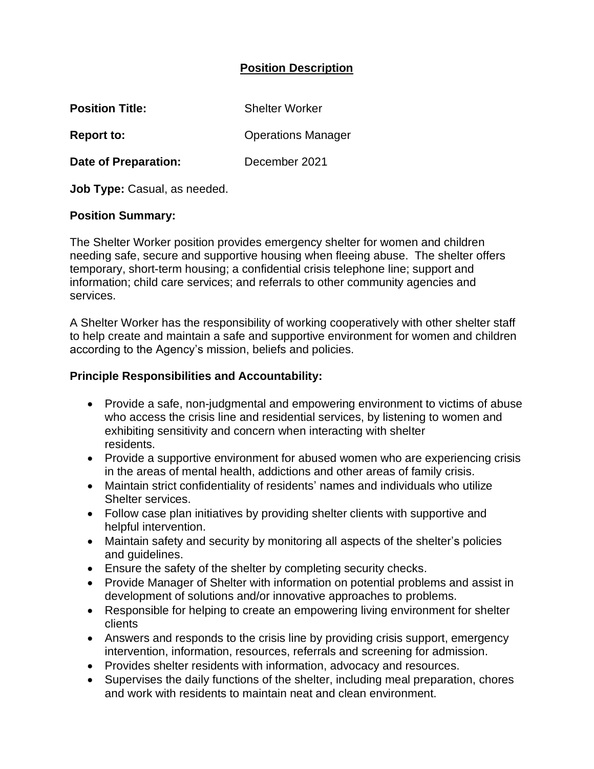## Position Description

**Position Title:** Shelter Worker

**Report to:** Operations Manager

**Date of Preparation:** December 2021

**Job Type:** Casual, as needed.

**Position Summary:**

The Shelter Worker position provides emergency shelter for women and children needing safe, secure and supportive housing when fleeing abuse. The shelter offers temporary, short-term housing; a confidential crisis telephone line; support and information; child care services; and referrals to other community agencies and services.

A Shelter Worker has the responsibility of working cooperatively with other shelter staff to help create and maintain a safe and supportive environment for women and children according to the Agency's mission, beliefs and policies.

**Principle Responsibilities and Accountability:**

- Provide a safe, non-judgmental and empowering environment to victims of abuse who access the crisis line and residential services, by listening to women and exhibiting sensitivity and concern when interacting with shelter residents.
- Provide a supportive environment for abused women who are experiencing crisis in the areas of mental health, addictions and other areas of family crisis.
- Maintain strict confidentiality of residents' names and individuals who utilize Shelter services.
- Follow case plan initiatives by providing shelter clients with supportive and helpful intervention.
- Maintain safety and security by monitoring all aspects of the shelter's policies and guidelines.
- Ensure the safety of the shelter by completing security checks.
- Provide Manager of Shelter with information on potential problems and assist in development of solutions and/or innovative approaches to problems.
- Responsible for helping to create an empowering living environment for shelter clients
- Answers and responds to the crisis line by providing crisis support, emergency intervention, information, resources, referrals and screening for admission.
- Provides shelter residents with information, advocacy and resources.
- Supervises the daily functions of the shelter, including meal preparation, chores and work with residents to maintain neat and clean environment.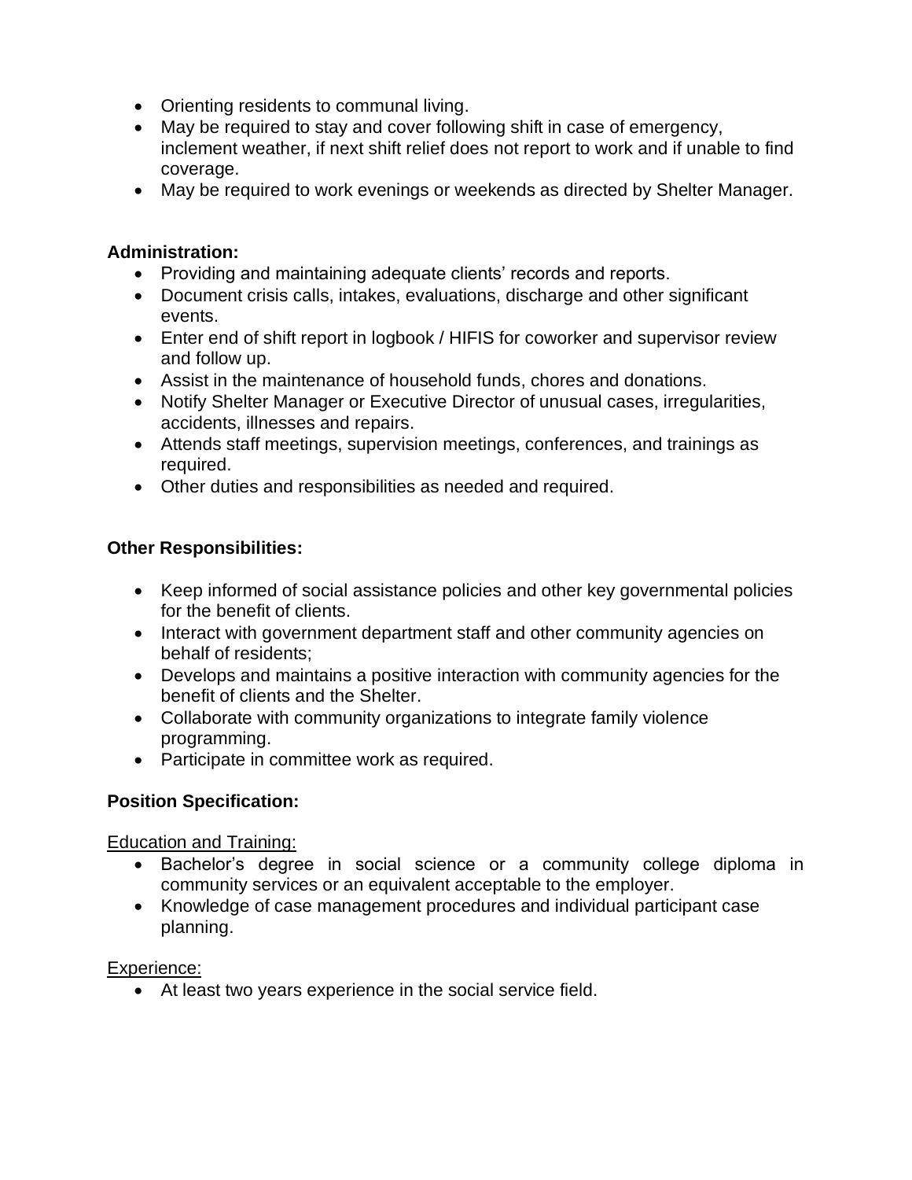- Orienting residents to communal living.
- May be required to stay and cover following shift in case of emergency, inclement weather, if next shift relief does not report to work and if unable to find coverage.
- May be required to work evenings or weekends as directed by Shelter Manager.

**Administration:**

- Providing and maintaining adequate clients' records and reports.
- Document crisis calls, intakes, evaluations, discharge and other significant events.
- Enter end of shift report in logbook / HIFIS for coworker and supervisor review and follow up.
- Assist in the maintenance of household funds, chores and donations.
- Notify Shelter Manager or Executive Director of unusual cases, irregularities, accidents, illnesses and repairs.
- Attends staff meetings, supervision meetings, conferences, and trainings as required.
- Other duties and responsibilities as needed and required.

**Other Responsibilities:**

- Keep informed of social assistance policies and other key governmental policies for the benefit of clients.
- Interact with government department staff and other community agencies on behalf of residents;
- Develops and maintains a positive interaction with community agencies for the benefit of clients and the Shelter.
- Collaborate with community organizations to integrate family violence programming.
- Participate in committee work as required.

**Position Specification:**

<u>Education and Training:</u>

- Bachelor's degree in social science or a community college diploma in community services or an equivalent acceptable to the employer.
- Knowledge of case management procedures and individual participant case planning.

<u>Experience:</u>

- At least two years experience in the social service field.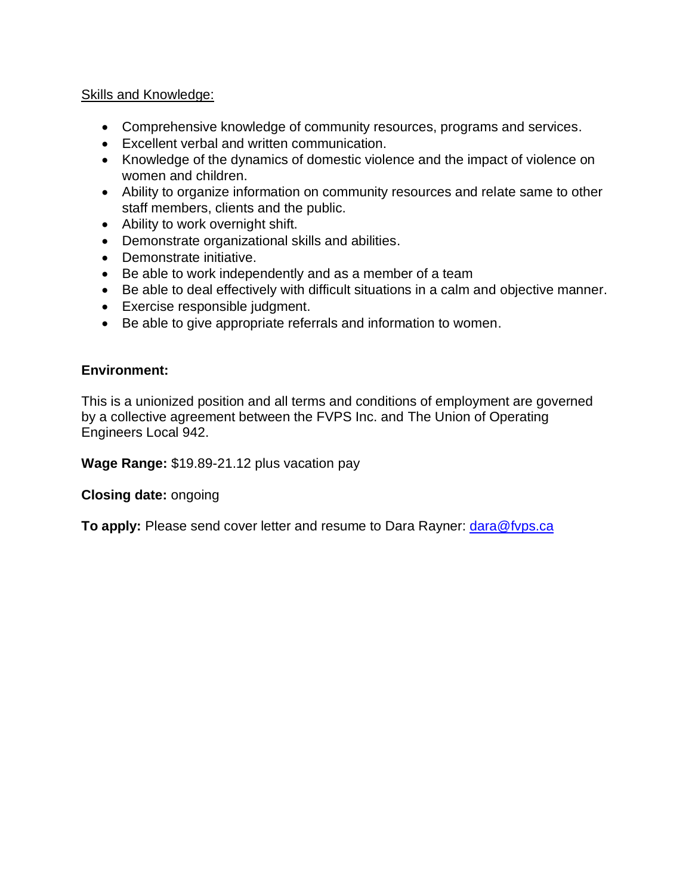Skills and Knowledge:

- Comprehensive knowledge of community resources, programs and services.
- Excellent verbal and written communication.
- Knowledge of the dynamics of domestic violence and the impact of violence on women and children.
- Ability to organize information on community resources and relate same to other staff members, clients and the public.
- Ability to work overnight shift.
- Demonstrate organizational skills and abilities.
- Demonstrate initiative.
- Be able to work independently and as a member of a team
- Be able to deal effectively with difficult situations in a calm and objective manner.
- Exercise responsible judgment.
- Be able to give appropriate referrals and information to women.

**Environment:**

This is a unionized position and all terms and conditions of employment are governed by a collective agreement between the FVPS Inc. and The Union of Operating Engineers Local 942.

**Wage Range:** $19.89-21.12 plus vacation pay

**Closing date:** ongoing

**To apply:** Please send cover letter and resume to Dara Rayner: [dara@fvps.ca](mailto:dara@fvps.ca)